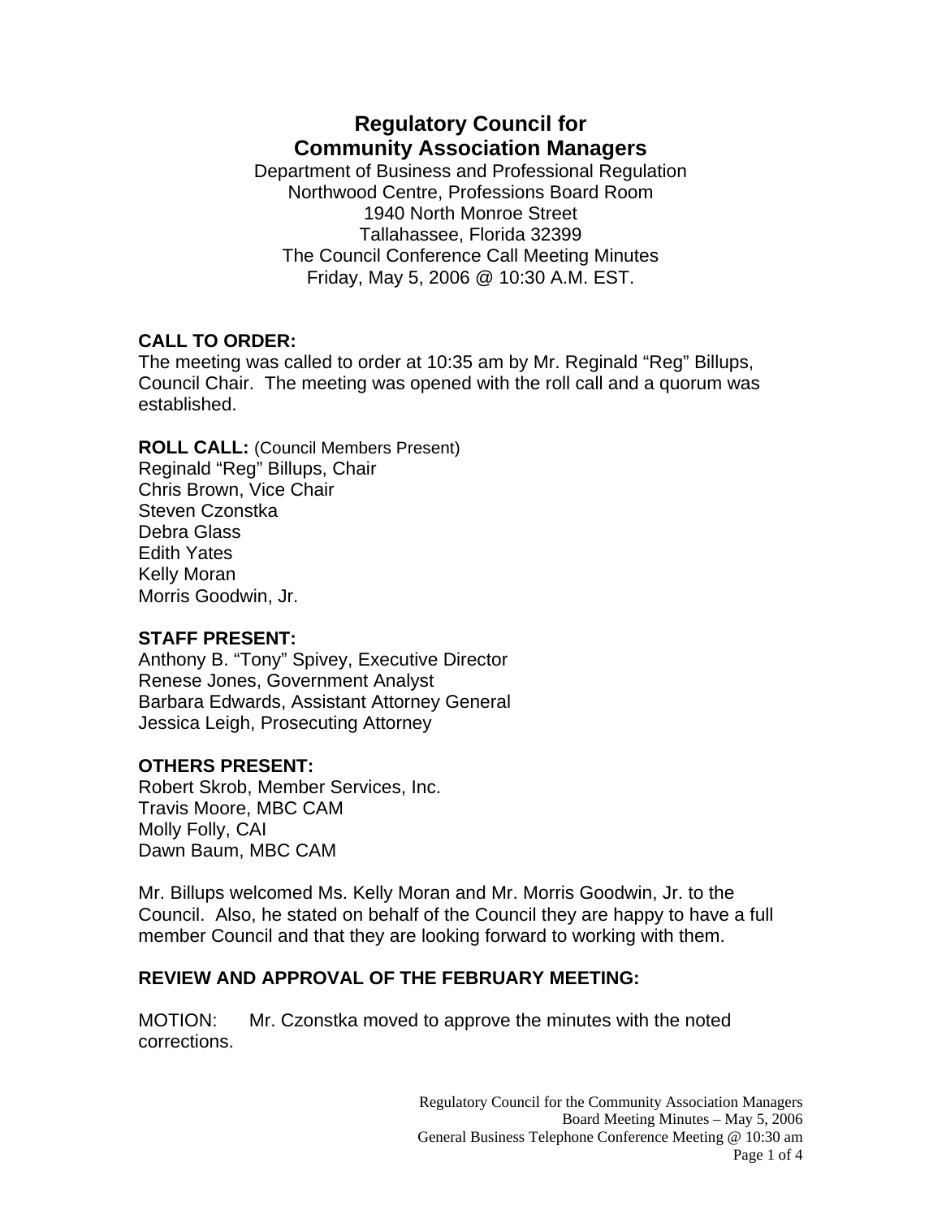# Regulatory Council for Community Association Managers

Department of Business and Professional Regulation
Northwood Centre, Professions Board Room
1940 North Monroe Street
Tallahassee, Florida 32399
The Council Conference Call Meeting Minutes
Friday, May 5, 2006 @ 10:30 A.M. EST.

**CALL TO ORDER:**
The meeting was called to order at 10:35 am by Mr. Reginald "Reg" Billups, Council Chair. The meeting was opened with the roll call and a quorum was established.

**ROLL CALL:** (Council Members Present)
Reginald "Reg" Billups, Chair
Chris Brown, Vice Chair
Steven Czonstka
Debra Glass
Edith Yates
Kelly Moran
Morris Goodwin, Jr.

**STAFF PRESENT:**
Anthony B. "Tony" Spivey, Executive Director
Renese Jones, Government Analyst
Barbara Edwards, Assistant Attorney General
Jessica Leigh, Prosecuting Attorney

**OTHERS PRESENT:**
Robert Skrob, Member Services, Inc.
Travis Moore, MBC CAM
Molly Folly, CAI
Dawn Baum, MBC CAM

Mr. Billups welcomed Ms. Kelly Moran and Mr. Morris Goodwin, Jr. to the Council. Also, he stated on behalf of the Council they are happy to have a full member Council and that they are looking forward to working with them.

**REVIEW AND APPROVAL OF THE FEBRUARY MEETING:**

MOTION: Mr. Czonstka moved to approve the minutes with the noted corrections.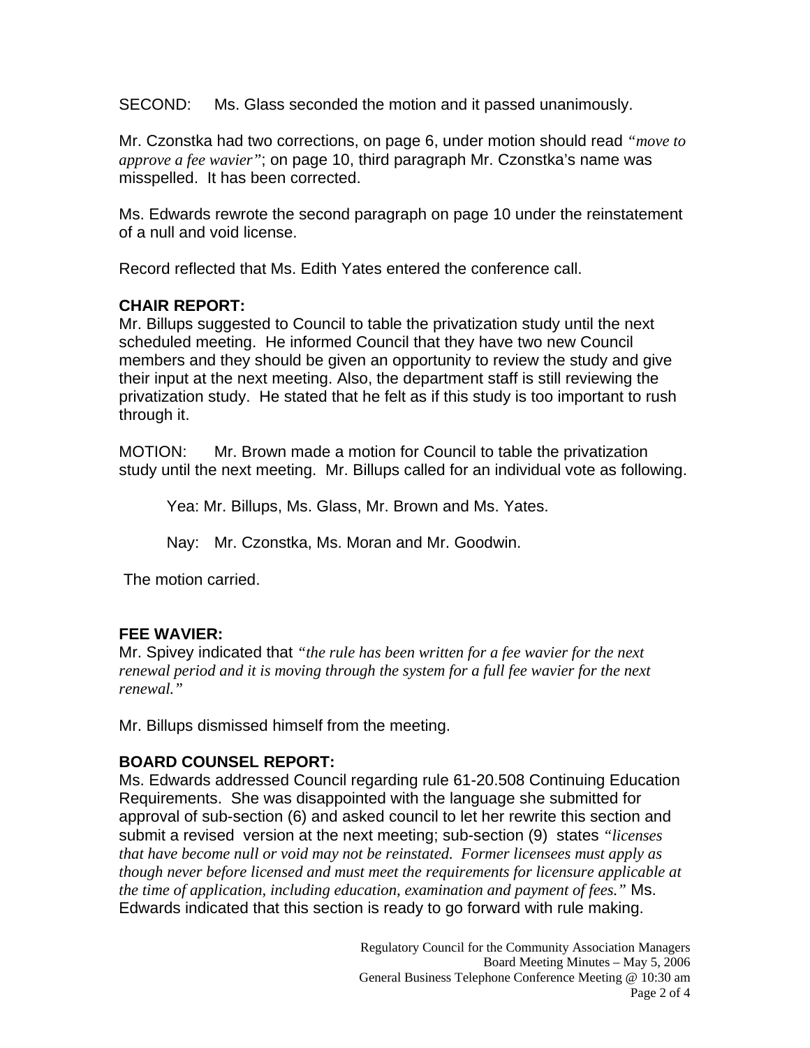SECOND: Ms. Glass seconded the motion and it passed unanimously.

Mr. Czonstka had two corrections, on page 6, under motion should read *"move to approve a fee wavier"*; on page 10, third paragraph Mr. Czonstka's name was misspelled. It has been corrected.

Ms. Edwards rewrote the second paragraph on page 10 under the reinstatement of a null and void license.

Record reflected that Ms. Edith Yates entered the conference call.

**CHAIR REPORT:**

Mr. Billups suggested to Council to table the privatization study until the next scheduled meeting. He informed Council that they have two new Council members and they should be given an opportunity to review the study and give their input at the next meeting. Also, the department staff is still reviewing the privatization study. He stated that he felt as if this study is too important to rush through it.

MOTION: Mr. Brown made a motion for Council to table the privatization study until the next meeting. Mr. Billups called for an individual vote as following.

Yea: Mr. Billups, Ms. Glass, Mr. Brown and Ms. Yates.

Nay: Mr. Czonstka, Ms. Moran and Mr. Goodwin.

The motion carried.

**FEE WAVIER:**

Mr. Spivey indicated that *"the rule has been written for a fee wavier for the next renewal period and it is moving through the system for a full fee wavier for the next renewal."*

Mr. Billups dismissed himself from the meeting.

**BOARD COUNSEL REPORT:**

Ms. Edwards addressed Council regarding rule 61-20.508 Continuing Education Requirements. She was disappointed with the language she submitted for approval of sub-section (6) and asked council to let her rewrite this section and submit a revised version at the next meeting; sub-section (9) states *"licenses that have become null or void may not be reinstated. Former licensees must apply as though never before licensed and must meet the requirements for licensure applicable at the time of application, including education, examination and payment of fees."* Ms. Edwards indicated that this section is ready to go forward with rule making.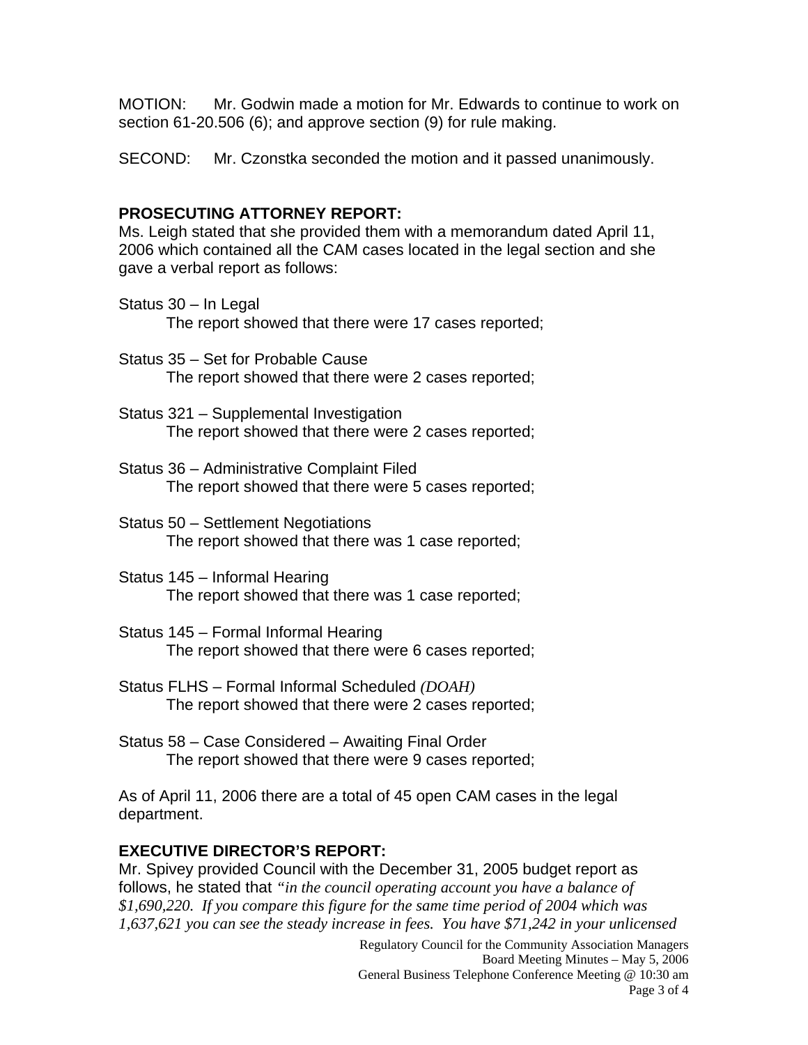MOTION: Mr. Godwin made a motion for Mr. Edwards to continue to work on section 61-20.506 (6); and approve section (9) for rule making.

SECOND: Mr. Czonstka seconded the motion and it passed unanimously.

## PROSECUTING ATTORNEY REPORT:

Ms. Leigh stated that she provided them with a memorandum dated April 11, 2006 which contained all the CAM cases located in the legal section and she gave a verbal report as follows:

Status 30 – In Legal
The report showed that there were 17 cases reported;

Status 35 – Set for Probable Cause
The report showed that there were 2 cases reported;

Status 321 – Supplemental Investigation
The report showed that there were 2 cases reported;

Status 36 – Administrative Complaint Filed
The report showed that there were 5 cases reported;

Status 50 – Settlement Negotiations
The report showed that there was 1 case reported;

Status 145 – Informal Hearing
The report showed that there was 1 case reported;

Status 145 – Formal Informal Hearing
The report showed that there were 6 cases reported;

Status FLHS – Formal Informal Scheduled *(DOAH)*
The report showed that there were 2 cases reported;

Status 58 – Case Considered – Awaiting Final Order
The report showed that there were 9 cases reported;

As of April 11, 2006 there are a total of 45 open CAM cases in the legal department.

## EXECUTIVE DIRECTOR'S REPORT:

Mr. Spivey provided Council with the December 31, 2005 budget report as follows, he stated that *"in the council operating account you have a balance of $1,690,220. If you compare this figure for the same time period of 2004 which was 1,637,621 you can see the steady increase in fees. You have $71,242 in your unlicensed*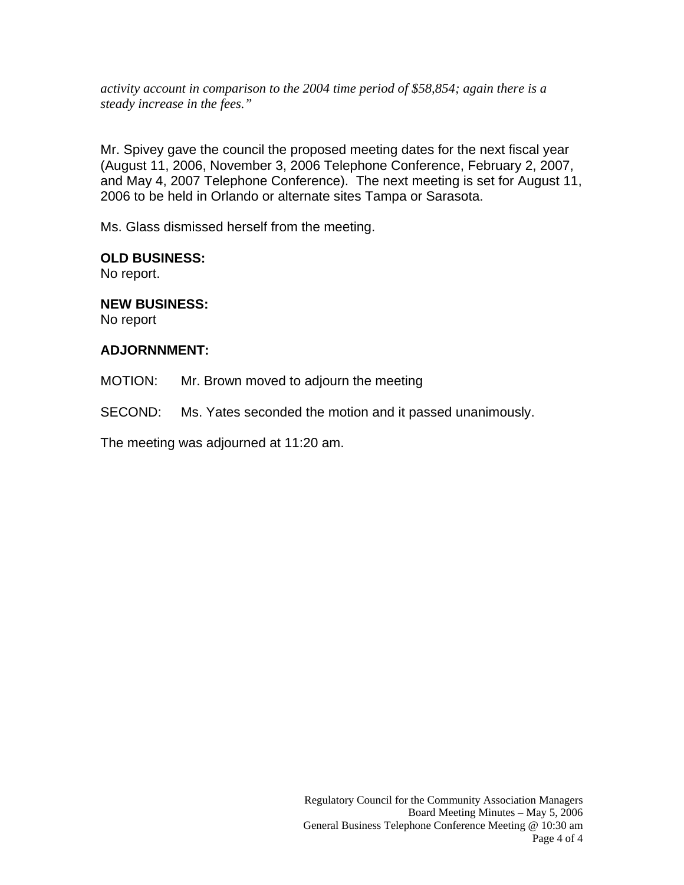*activity account in comparison to the 2004 time period of $58,854; again there is a steady increase in the fees."*

Mr. Spivey gave the council the proposed meeting dates for the next fiscal year (August 11, 2006, November 3, 2006 Telephone Conference, February 2, 2007, and May 4, 2007 Telephone Conference). The next meeting is set for August 11, 2006 to be held in Orlando or alternate sites Tampa or Sarasota.

Ms. Glass dismissed herself from the meeting.

**OLD BUSINESS:**
No report.

**NEW BUSINESS:**
No report

**ADJORNNMENT:**

MOTION: Mr. Brown moved to adjourn the meeting

SECOND: Ms. Yates seconded the motion and it passed unanimously.

The meeting was adjourned at 11:20 am.